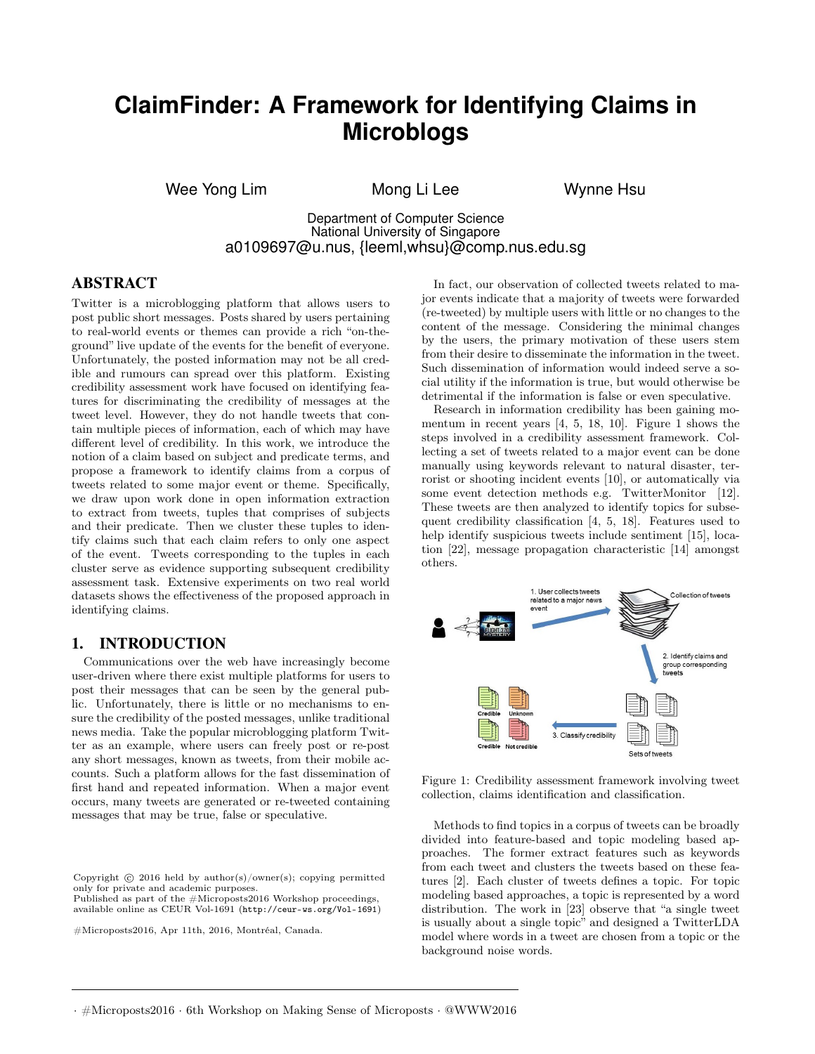# ClaimFinder: A Framework for Identifying Claims in Microblogs

Wee Yong Lim    Mong Li Lee    Wynne Hsu

Department of Computer Science
National University of Singapore
a0109697@u.nus, {leeml,whsu}@comp.nus.edu.sg

## ABSTRACT

Twitter is a microblogging platform that allows users to post public short messages. Posts shared by users pertaining to real-world events or themes can provide a rich "on-the-ground" live update of the events for the benefit of everyone. Unfortunately, the posted information may not be all credible and rumours can spread over this platform. Existing credibility assessment work have focused on identifying features for discriminating the credibility of messages at the tweet level. However, they do not handle tweets that contain multiple pieces of information, each of which may have different level of credibility. In this work, we introduce the notion of a claim based on subject and predicate terms, and propose a framework to identify claims from a corpus of tweets related to some major event or theme. Specifically, we draw upon work done in open information extraction to extract from tweets, tuples that comprises of subjects and their predicate. Then we cluster these tuples to identify claims such that each claim refers to only one aspect of the event. Tweets corresponding to the tuples in each cluster serve as evidence supporting subsequent credibility assessment task. Extensive experiments on two real world datasets shows the effectiveness of the proposed approach in identifying claims.

## 1. INTRODUCTION

Communications over the web have increasingly become user-driven where there exist multiple platforms for users to post their messages that can be seen by the general public. Unfortunately, there is little or no mechanisms to ensure the credibility of the posted messages, unlike traditional news media. Take the popular microblogging platform Twitter as an example, where users can freely post or re-post any short messages, known as tweets, from their mobile accounts. Such a platform allows for the fast dissemination of first hand and repeated information. When a major event occurs, many tweets are generated or re-tweeted containing messages that may be true, false or speculative.

Copyright © 2016 held by author(s)/owner(s); copying permitted only for private and academic purposes.
Published as part of the #Microposts2016 Workshop proceedings, available online as CEUR Vol-1691 (`http://ceur-ws.org/Vol-1691`)

#Microposts2016, Apr 11th, 2016, Montréal, Canada.

In fact, our observation of collected tweets related to major events indicate that a majority of tweets were forwarded (re-tweeted) by multiple users with little or no changes to the content of the message. Considering the minimal changes by the users, the primary motivation of these users stem from their desire to disseminate the information in the tweet. Such dissemination of information would indeed serve a social utility if the information is true, but would otherwise be detrimental if the information is false or even speculative.

Research in information credibility has been gaining momentum in recent years [4, 5, 18, 10]. Figure 1 shows the steps involved in a credibility assessment framework. Collecting a set of tweets related to a major event can be done manually using keywords relevant to natural disaster, terrorist or shooting incident events [10], or automatically via some event detection methods e.g. TwitterMonitor [12]. These tweets are then analyzed to identify topics for subsequent credibility classification [4, 5, 18]. Features used to help identify suspicious tweets include sentiment [15], location [22], message propagation characteristic [14] amongst others.

Figure 1: Credibility assessment framework involving tweet collection, claims identification and classification.

Methods to find topics in a corpus of tweets can be broadly divided into feature-based and topic modeling based approaches. The former extract features such as keywords from each tweet and clusters the tweets based on these features [2]. Each cluster of tweets defines a topic. For topic modeling based approaches, a topic is represented by a word distribution. The work in [23] observe that "a single tweet is usually about a single topic" and designed a TwitterLDA model where words in a tweet are chosen from a topic or the background noise words.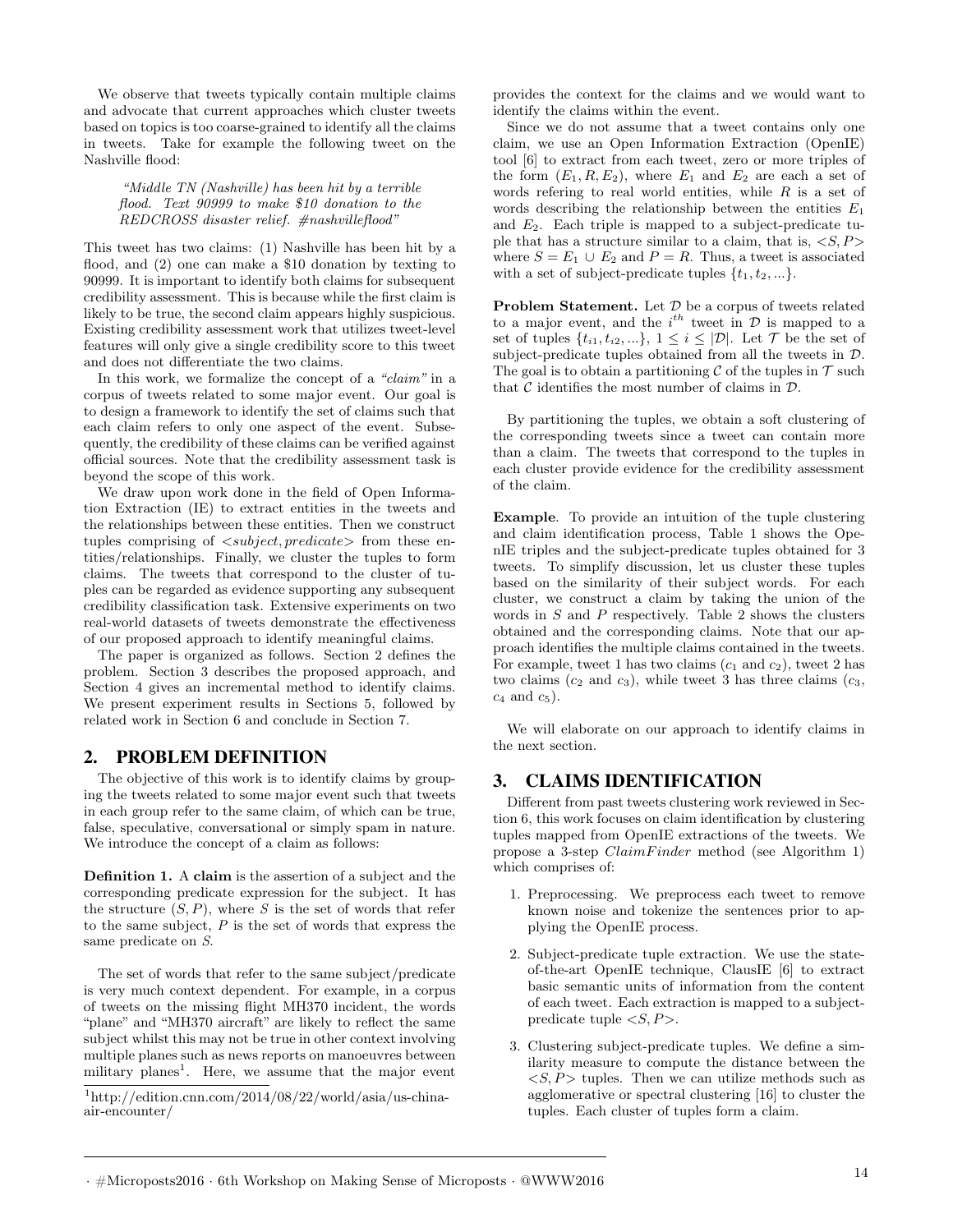We observe that tweets typically contain multiple claims and advocate that current approaches which cluster tweets based on topics is too coarse-grained to identify all the claims in tweets. Take for example the following tweet on the Nashville flood:

> *"Middle TN (Nashville) has been hit by a terrible flood. Text 90999 to make $10 donation to the REDCROSS disaster relief. #nashvilleflood"*

This tweet has two claims: (1) Nashville has been hit by a flood, and (2) one can make a $10 donation by texting to 90999. It is important to identify both claims for subsequent credibility assessment. This is because while the first claim is likely to be true, the second claim appears highly suspicious. Existing credibility assessment work that utilizes tweet-level features will only give a single credibility score to this tweet and does not differentiate the two claims.

In this work, we formalize the concept of a *"claim"* in a corpus of tweets related to some major event. Our goal is to design a framework to identify the set of claims such that each claim refers to only one aspect of the event. Subsequently, the credibility of these claims can be verified against official sources. Note that the credibility assessment task is beyond the scope of this work.

We draw upon work done in the field of Open Information Extraction (IE) to extract entities in the tweets and the relationships between these entities. Then we construct tuples comprising of $<subject, predicate>$ from these entities/relationships. Finally, we cluster the tuples to form claims. The tweets that correspond to the cluster of tuples can be regarded as evidence supporting any subsequent credibility classification task. Extensive experiments on two real-world datasets of tweets demonstrate the effectiveness of our proposed approach to identify meaningful claims.

The paper is organized as follows. Section 2 defines the problem. Section 3 describes the proposed approach, and Section 4 gives an incremental method to identify claims. We present experiment results in Sections 5, followed by related work in Section 6 and conclude in Section 7.

## 2. PROBLEM DEFINITION

The objective of this work is to identify claims by grouping the tweets related to some major event such that tweets in each group refer to the same claim, of which can be true, false, speculative, conversational or simply spam in nature. We introduce the concept of a claim as follows:

**Definition 1.** A **claim** is the assertion of a subject and the corresponding predicate expression for the subject. It has the structure $(S, P)$, where $S$ is the set of words that refer to the same subject, $P$ is the set of words that express the same predicate on $S$.

The set of words that refer to the same subject/predicate is very much context dependent. For example, in a corpus of tweets on the missing flight MH370 incident, the words "plane" and "MH370 aircraft" are likely to reflect the same subject whilst this may not be true in other context involving multiple planes such as news reports on manoeuvres between military planes[1]. Here, we assume that the major event provides the context for the claims and we would want to identify the claims within the event.

Since we do not assume that a tweet contains only one claim, we use an Open Information Extraction (OpenIE) tool [6] to extract from each tweet, zero or more triples of the form $(E_1, R, E_2)$, where $E_1$ and $E_2$ are each a set of words refering to real world entities, while $R$ is a set of words describing the relationship between the entities $E_1$ and $E_2$. Each triple is mapped to a subject-predicate tuple that has a structure similar to a claim, that is, $<S, P>$ where $S = E_1 \cup E_2$ and $P = R$. Thus, a tweet is associated with a set of subject-predicate tuples $\{t_1, t_2, ...\}$.

**Problem Statement.** Let $\mathcal{D}$ be a corpus of tweets related to a major event, and the $i^{th}$ tweet in $\mathcal{D}$ is mapped to a set of tuples $\{t_{i1}, t_{i2}, ...\}$, $1 \leq i \leq |\mathcal{D}|$. Let $\mathcal{T}$ be the set of subject-predicate tuples obtained from all the tweets in $\mathcal{D}$. The goal is to obtain a partitioning $\mathcal{C}$ of the tuples in $\mathcal{T}$ such that $\mathcal{C}$ identifies the most number of claims in $\mathcal{D}$.

By partitioning the tuples, we obtain a soft clustering of the corresponding tweets since a tweet can contain more than a claim. The tweets that correspond to the tuples in each cluster provide evidence for the credibility assessment of the claim.

**Example**. To provide an intuition of the tuple clustering and claim identification process, Table 1 shows the OpenIE triples and the subject-predicate tuples obtained for 3 tweets. To simplify discussion, let us cluster these tuples based on the similarity of their subject words. For each cluster, we construct a claim by taking the union of the words in $S$ and $P$ respectively. Table 2 shows the clusters obtained and the corresponding claims. Note that our approach identifies the multiple claims contained in the tweets. For example, tweet 1 has two claims ($c_1$ and $c_2$), tweet 2 has two claims ($c_2$ and $c_3$), while tweet 3 has three claims ($c_3$, $c_4$ and $c_5$).

We will elaborate on our approach to identify claims in the next section.

## 3. CLAIMS IDENTIFICATION

Different from past tweets clustering work reviewed in Section 6, this work focuses on claim identification by clustering tuples mapped from OpenIE extractions of the tweets. We propose a 3-step *ClaimFinder* method (see Algorithm 1) which comprises of:

1. Preprocessing. We preprocess each tweet to remove known noise and tokenize the sentences prior to applying the OpenIE process.
2. Subject-predicate tuple extraction. We use the state-of-the-art OpenIE technique, ClausIE [6] to extract basic semantic units of information from the content of each tweet. Each extraction is mapped to a subject-predicate tuple $<S, P>$.
3. Clustering subject-predicate tuples. We define a similarity measure to compute the distance between the $<S, P>$ tuples. Then we can utilize methods such as agglomerative or spectral clustering [16] to cluster the tuples. Each cluster of tuples form a claim.

[1] http://edition.cnn.com/2014/08/22/world/asia/us-china-air-encounter/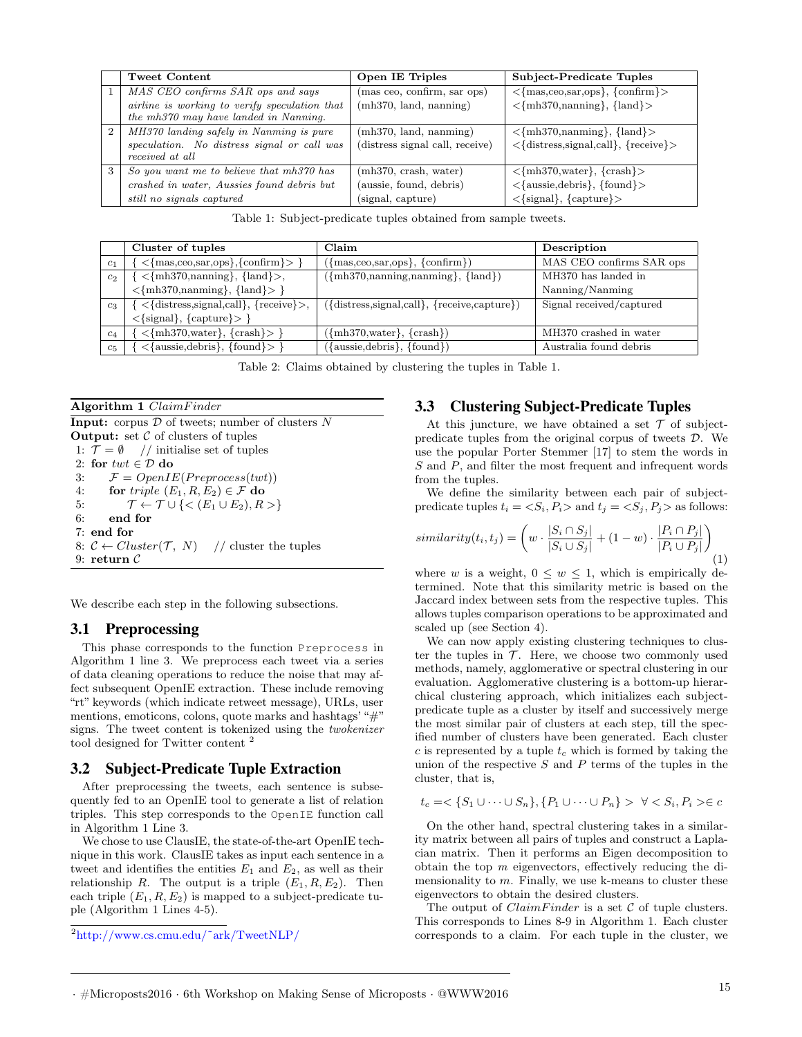| | Tweet Content | Open IE Triples | Subject-Predicate Tuples |
|---|---|---|---|
| 1 | *MAS CEO confirms SAR ops and says airline is working to verify speculation that the mh370 may have landed in Nanning.* | (mas ceo, confirm, sar ops)<br>(mh370, land, nanning) | <{mas,ceo,sar,ops}, {confirm}><br><{mh370,nanning}, {land}> |
| 2 | *MH370 landing safely in Nanming is pure speculation. No distress signal or call was received at all* | (mh370, land, nanming)<br>(distress signal call, receive) | <{mh370,nanming}, {land}><br><{distress,signal,call}, {receive}> |
| 3 | *So you want me to believe that mh370 has crashed in water, Aussies found debris but still no signals captured* | (mh370, crash, water)<br>(aussie, found, debris)<br>(signal, capture) | <{mh370,water}, {crash}><br><{aussie,debris}, {found}><br><{signal}, {capture}> |

Table 1: Subject-predicate tuples obtained from sample tweets.

| | Cluster of tuples | Claim | Description |
|---|---|---|---|
| $c_1$ | { <{mas,ceo,sar,ops},{confirm}> } | ({mas,ceo,sar,ops}, {confirm}) | MAS CEO confirms SAR ops |
| $c_2$ | { <{mh370,nanning}, {land}>,<br><{mh370,nanming}, {land}> } | ({mh370,nanning,nanming}, {land}) | MH370 has landed in Nanning/Nanming |
| $c_3$ | { <{distress,signal,call}, {receive}>,<br><{signal}, {capture}> } | ({distress,signal,call}, {receive,capture}) | Signal received/captured |
| $c_4$ | { <{mh370,water}, {crash}> } | ({mh370,water}, {crash}) | MH370 crashed in water |
| $c_5$ | { <{aussie,debris}, {found}> } | ({aussie,debris}, {found}) | Australia found debris |

Table 2: Claims obtained by clustering the tuples in Table 1.

**Algorithm 1** *ClaimFinder*

**Input:** corpus $\mathcal{D}$ of tweets; number of clusters $N$
**Output:** set $\mathcal{C}$ of clusters of tuples

```
1: T = ∅   // initialise set of tuples
2: for twt ∈ D do
3:     F = OpenIE(Preprocess(twt))
4:     for triple (E1, R, E2) ∈ F do
5:         T ← T ∪ {< (E1 ∪ E2), R >}
6:     end for
7: end for
8: C ← Cluster(T, N)   // cluster the tuples
9: return C
```

We describe each step in the following subsections.

## 3.1 Preprocessing

This phase corresponds to the function `Preprocess` in Algorithm 1 line 3. We preprocess each tweet via a series of data cleaning operations to reduce the noise that may affect subsequent OpenIE extraction. These include removing "rt" keywords (which indicate retweet message), URLs, user mentions, emoticons, colons, quote marks and hashtags' "#" signs. The tweet content is tokenized using the *twokenizer* tool designed for Twitter content [2]

## 3.2 Subject-Predicate Tuple Extraction

After preprocessing the tweets, each sentence is subsequently fed to an OpenIE tool to generate a list of relation triples. This step corresponds to the `OpenIE` function call in Algorithm 1 Line 3.

We chose to use ClausIE, the state-of-the-art OpenIE technique in this work. ClausIE takes as input each sentence in a tweet and identifies the entities $E_1$ and $E_2$, as well as their relationship $R$. The output is a triple $(E_1, R, E_2)$. Then each triple $(E_1, R, E_2)$ is mapped to a subject-predicate tuple (Algorithm 1 Lines 4-5).

[2] http://www.cs.cmu.edu/~ark/TweetNLP/

## 3.3 Clustering Subject-Predicate Tuples

At this juncture, we have obtained a set $\mathcal{T}$ of subject-predicate tuples from the original corpus of tweets $\mathcal{D}$. We use the popular Porter Stemmer [17] to stem the words in $S$ and $P$, and filter the most frequent and infrequent words from the tuples.

We define the similarity between each pair of subject-predicate tuples $t_i = <S_i, P_i>$ and $t_j = <S_j, P_j>$ as follows:

$$similarity(t_i, t_j) = \left( w \cdot \frac{|S_i \cap S_j|}{|S_i \cup S_j|} + (1 - w) \cdot \frac{|P_i \cap P_j|}{|P_i \cup P_j|} \right) \quad (1)$$

where $w$ is a weight, $0 \leq w \leq 1$, which is empirically determined. Note that this similarity metric is based on the Jaccard index between sets from the respective tuples. This allows tuples comparison operations to be approximated and scaled up (see Section 4).

We can now apply existing clustering techniques to cluster the tuples in $\mathcal{T}$. Here, we choose two commonly used methods, namely, agglomerative or spectral clustering in our evaluation. Agglomerative clustering is a bottom-up hierarchical clustering approach, which initializes each subject-predicate tuple as a cluster by itself and successively merge the most similar pair of clusters at each step, till the specified number of clusters have been generated. Each cluster $c$ is represented by a tuple $t_c$ which is formed by taking the union of the respective $S$ and $P$ terms of the tuples in the cluster, that is,

$$t_c = < \{S_1 \cup \cdots \cup S_n\}, \{P_1 \cup \cdots \cup P_n\} > \;\; \forall < S_i, P_i > \in c$$

On the other hand, spectral clustering takes in a similarity matrix between all pairs of tuples and construct a Laplacian matrix. Then it performs an Eigen decomposition to obtain the top $m$ eigenvectors, effectively reducing the dimensionality to $m$. Finally, we use k-means to cluster these eigenvectors to obtain the desired clusters.

The output of *ClaimFinder* is a set $\mathcal{C}$ of tuple clusters. This corresponds to Lines 8-9 in Algorithm 1. Each cluster corresponds to a claim. For each tuple in the cluster, we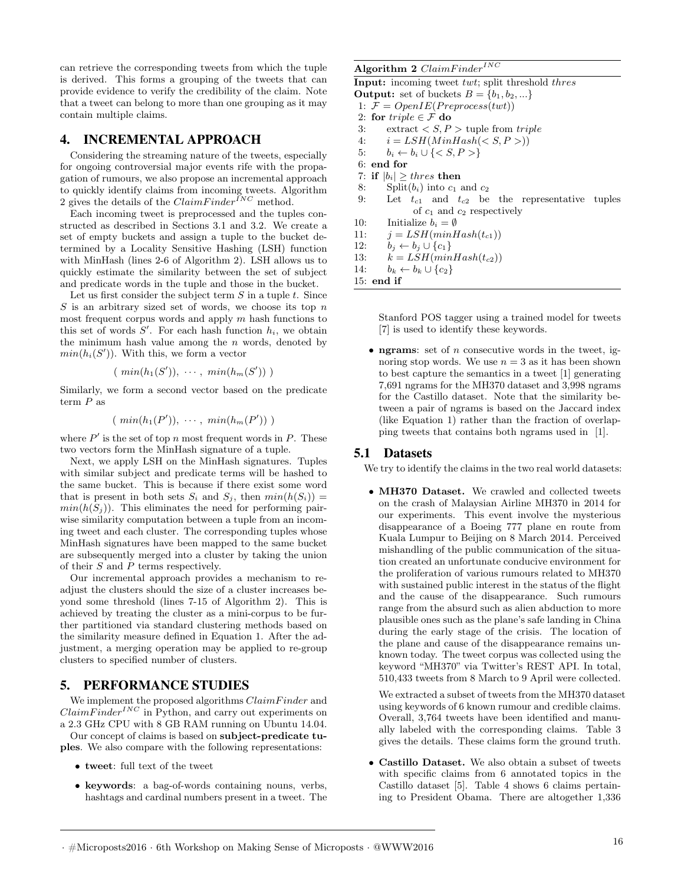can retrieve the corresponding tweets from which the tuple is derived. This forms a grouping of the tweets that can provide evidence to verify the credibility of the claim. Note that a tweet can belong to more than one grouping as it may contain multiple claims.

# 4. INCREMENTAL APPROACH

Considering the streaming nature of the tweets, especially for ongoing controversial major events rife with the propagation of rumours, we also propose an incremental approach to quickly identify claims from incoming tweets. Algorithm 2 gives the details of the $ClaimFinder^{INC}$ method.

Each incoming tweet is preprocessed and the tuples constructed as described in Sections 3.1 and 3.2. We create a set of empty buckets and assign a tuple to the bucket determined by a Locality Sensitive Hashing (LSH) function with MinHash (lines 2-6 of Algorithm 2). LSH allows us to quickly estimate the similarity between the set of subject and predicate words in the tuple and those in the bucket.

Let us first consider the subject term $S$ in a tuple $t$. Since $S$ is an arbitrary sized set of words, we choose its top $n$ most frequent corpus words and apply $m$ hash functions to this set of words $S'$. For each hash function $h_i$, we obtain the minimum hash value among the $n$ words, denoted by $min(h_i(S'))$. With this, we form a vector

$$( \, min(h_1(S')), \; \cdots , \; min(h_m(S')) \, )$$

Similarly, we form a second vector based on the predicate term $P$ as

$$( \, min(h_1(P')), \; \cdots , \; min(h_m(P')) \, )$$

where $P'$ is the set of top $n$ most frequent words in $P$. These two vectors form the MinHash signature of a tuple.

Next, we apply LSH on the MinHash signatures. Tuples with similar subject and predicate terms will be hashed to the same bucket. This is because if there exist some word that is present in both sets $S_i$ and $S_j$, then $min(h(S_i)) = min(h(S_j))$. This eliminates the need for performing pairwise similarity computation between a tuple from an incoming tweet and each cluster. The corresponding tuples whose MinHash signatures have been mapped to the same bucket are subsequently merged into a cluster by taking the union of their $S$ and $P$ terms respectively.

Our incremental approach provides a mechanism to readjust the clusters should the size of a cluster increases beyond some threshold (lines 7-15 of Algorithm 2). This is achieved by treating the cluster as a mini-corpus to be further partitioned via standard clustering methods based on the similarity measure defined in Equation 1. After the adjustment, a merging operation may be applied to re-group clusters to specified number of clusters.

**Algorithm 2** $ClaimFinder^{INC}$

**Input:** incoming tweet $twt$; split threshold $thres$
**Output:** set of buckets $B = \{b_1, b_2, ...\}$

```
1: F = OpenIE(Preprocess(twt))
2: for triple ∈ F do
3:     extract <S, P> tuple from triple
4:     i = LSH(MinHash(<S, P>))
5:     b_i ← b_i ∪ {<S, P>}
6: end for
7: if |b_i| ≥ thres then
8:     Split(b_i) into c_1 and c_2
9:     Let t_c1 and t_c2 be the representative tuples
           of c_1 and c_2 respectively
10:    Initialize b_i = ∅
11:    j = LSH(minHash(t_c1))
12:    b_j ← b_j ∪ {c_1}
13:    k = LSH(minHash(t_c2))
14:    b_k ← b_k ∪ {c_2}
15: end if
```

# 5. PERFORMANCE STUDIES

We implement the proposed algorithms $ClaimFinder$ and $ClaimFinder^{INC}$ in Python, and carry out experiments on a 2.3 GHz CPU with 8 GB RAM running on Ubuntu 14.04.

Our concept of claims is based on **subject-predicate tuples**. We also compare with the following representations:

- **tweet**: full text of the tweet
- **keywords**: a bag-of-words containing nouns, verbs, hashtags and cardinal numbers present in a tweet. The Stanford POS tagger using a trained model for tweets [7] is used to identify these keywords.
- **ngrams**: set of $n$ consecutive words in the tweet, ignoring stop words. We use $n = 3$ as it has been shown to best capture the semantics in a tweet [1] generating 7,691 ngrams for the MH370 dataset and 3,998 ngrams for the Castillo dataset. Note that the similarity between a pair of ngrams is based on the Jaccard index (like Equation 1) rather than the fraction of overlapping tweets that contains both ngrams used in [1].

## 5.1 Datasets

We try to identify the claims in the two real world datasets:

- **MH370 Dataset.** We crawled and collected tweets on the crash of Malaysian Airline MH370 in 2014 for our experiments. This event involve the mysterious disappearance of a Boeing 777 plane en route from Kuala Lumpur to Beijing on 8 March 2014. Perceived mishandling of the public communication of the situation created an unfortunate conducive environment for the proliferation of various rumours related to MH370 with sustained public interest in the status of the flight and the cause of the disappearance. Such rumours range from the absurd such as alien abduction to more plausible ones such as the plane's safe landing in China during the early stage of the crisis. The location of the plane and cause of the disappearance remains unknown today. The tweet corpus was collected using the keyword "MH370" via Twitter's REST API. In total, 510,433 tweets from 8 March to 9 April were collected.

  We extracted a subset of tweets from the MH370 dataset using keywords of 6 known rumour and credible claims. Overall, 3,764 tweets have been identified and manually labeled with the corresponding claims. Table 3 gives the details. These claims form the ground truth.

- **Castillo Dataset.** We also obtain a subset of tweets with specific claims from 6 annotated topics in the Castillo dataset [5]. Table 4 shows 6 claims pertaining to President Obama. There are altogether 1,336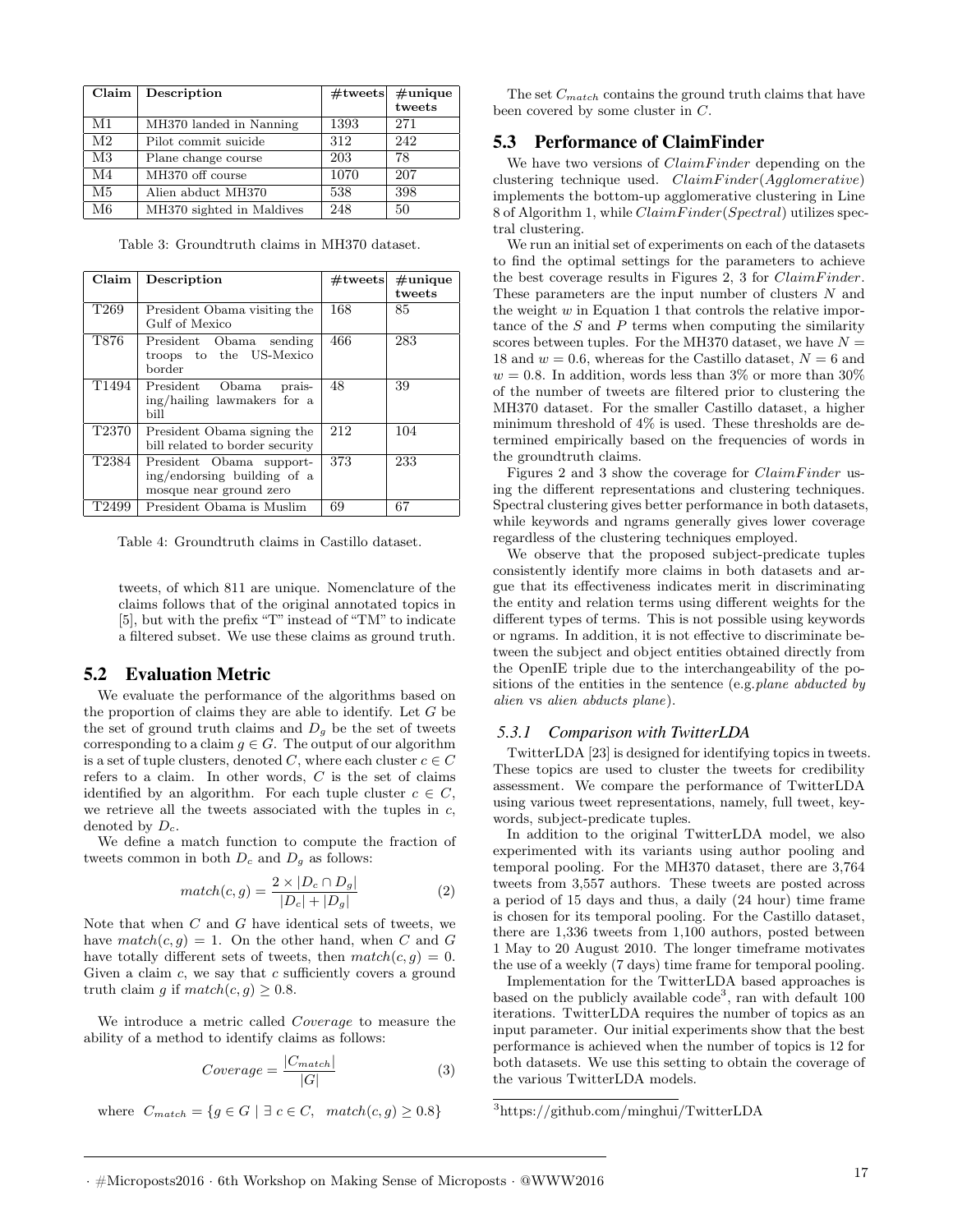| Claim | Description | #tweets | #unique tweets |
|---|---|---|---|
| M1 | MH370 landed in Nanning | 1393 | 271 |
| M2 | Pilot commit suicide | 312 | 242 |
| M3 | Plane change course | 203 | 78 |
| M4 | MH370 off course | 1070 | 207 |
| M5 | Alien abduct MH370 | 538 | 398 |
| M6 | MH370 sighted in Maldives | 248 | 50 |

Table 3: Groundtruth claims in MH370 dataset.

| Claim | Description | #tweets | #unique tweets |
|---|---|---|---|
| T269 | President Obama visiting the Gulf of Mexico | 168 | 85 |
| T876 | President Obama sending troops to the US-Mexico border | 466 | 283 |
| T1494 | President Obama praising/hailing lawmakers for a bill | 48 | 39 |
| T2370 | President Obama signing the bill related to border security | 212 | 104 |
| T2384 | President Obama supporting/endorsing building of a mosque near ground zero | 373 | 233 |
| T2499 | President Obama is Muslim | 69 | 67 |

Table 4: Groundtruth claims in Castillo dataset.

tweets, of which 811 are unique. Nomenclature of the claims follows that of the original annotated topics in [5], but with the prefix "T" instead of "TM" to indicate a filtered subset. We use these claims as ground truth.

## 5.2 Evaluation Metric

We evaluate the performance of the algorithms based on the proportion of claims they are able to identify. Let $G$ be the set of ground truth claims and $D_g$ be the set of tweets corresponding to a claim $g \in G$. The output of our algorithm is a set of tuple clusters, denoted $C$, where each cluster $c \in C$ refers to a claim. In other words, $C$ is the set of claims identified by an algorithm. For each tuple cluster $c \in C$, we retrieve all the tweets associated with the tuples in $c$, denoted by $D_c$.

We define a match function to compute the fraction of tweets common in both $D_c$ and $D_g$ as follows:

$$match(c, g) = \frac{2 \times |D_c \cap D_g|}{|D_c| + |D_g|} \tag{2}$$

Note that when $C$ and $G$ have identical sets of tweets, we have $match(c, g) = 1$. On the other hand, when $C$ and $G$ have totally different sets of tweets, then $match(c, g) = 0$. Given a claim $c$, we say that $c$ sufficiently covers a ground truth claim $g$ if $match(c, g) \geq 0.8$.

We introduce a metric called *Coverage* to measure the ability of a method to identify claims as follows:

$$Coverage = \frac{|C_{match}|}{|G|} \tag{3}$$

where $C_{match} = \{g \in G \mid \exists\ c \in C,\ \ match(c, g) \geq 0.8\}$

The set $C_{match}$ contains the ground truth claims that have been covered by some cluster in $C$.

## 5.3 Performance of ClaimFinder

We have two versions of *ClaimFinder* depending on the clustering technique used. *ClaimFinder*(*Agglomerative*) implements the bottom-up agglomerative clustering in Line 8 of Algorithm 1, while *ClaimFinder*(*Spectral*) utilizes spectral clustering.

We run an initial set of experiments on each of the datasets to find the optimal settings for the parameters to achieve the best coverage results in Figures 2, 3 for *ClaimFinder*. These parameters are the input number of clusters $N$ and the weight $w$ in Equation 1 that controls the relative importance of the $S$ and $P$ terms when computing the similarity scores between tuples. For the MH370 dataset, we have $N = 18$ and $w = 0.6$, whereas for the Castillo dataset, $N = 6$ and $w = 0.8$. In addition, words less than 3% or more than 30% of the number of tweets are filtered prior to clustering the MH370 dataset. For the smaller Castillo dataset, a higher minimum threshold of 4% is used. These thresholds are determined empirically based on the frequencies of words in the groundtruth claims.

Figures 2 and 3 show the coverage for *ClaimFinder* using the different representations and clustering techniques. Spectral clustering gives better performance in both datasets, while keywords and ngrams generally gives lower coverage regardless of the clustering techniques employed.

We observe that the proposed subject-predicate tuples consistently identify more claims in both datasets and argue that its effectiveness indicates merit in discriminating the entity and relation terms using different weights for the different types of terms. This is not possible using keywords or ngrams. In addition, it is not effective to discriminate between the subject and object entities obtained directly from the OpenIE triple due to the interchangeability of the positions of the entities in the sentence (e.g.*plane abducted by alien* vs *alien abducts plane*).

### 5.3.1 Comparison with TwitterLDA

TwitterLDA [23] is designed for identifying topics in tweets. These topics are used to cluster the tweets for credibility assessment. We compare the performance of TwitterLDA using various tweet representations, namely, full tweet, keywords, subject-predicate tuples.

In addition to the original TwitterLDA model, we also experimented with its variants using author pooling and temporal pooling. For the MH370 dataset, there are 3,764 tweets from 3,557 authors. These tweets are posted across a period of 15 days and thus, a daily (24 hour) time frame is chosen for its temporal pooling. For the Castillo dataset, there are 1,336 tweets from 1,100 authors, posted between 1 May to 20 August 2010. The longer timeframe motivates the use of a weekly (7 days) time frame for temporal pooling.

Implementation for the TwitterLDA based approaches is based on the publicly available code[3], ran with default 100 iterations. TwitterLDA requires the number of topics as an input parameter. Our initial experiments show that the best performance is achieved when the number of topics is 12 for both datasets. We use this setting to obtain the coverage of the various TwitterLDA models.

[3] https://github.com/minghui/TwitterLDA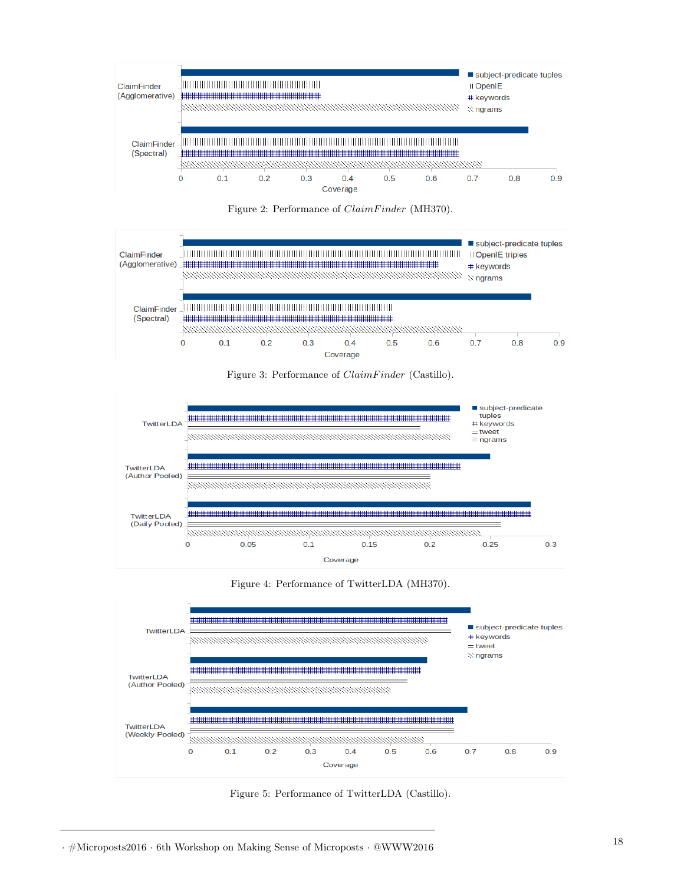Figure 2: Performance of *ClaimFinder* (MH370).

Figure 3: Performance of *ClaimFinder* (Castillo).

Figure 4: Performance of TwitterLDA (MH370).

Figure 5: Performance of TwitterLDA (Castillo).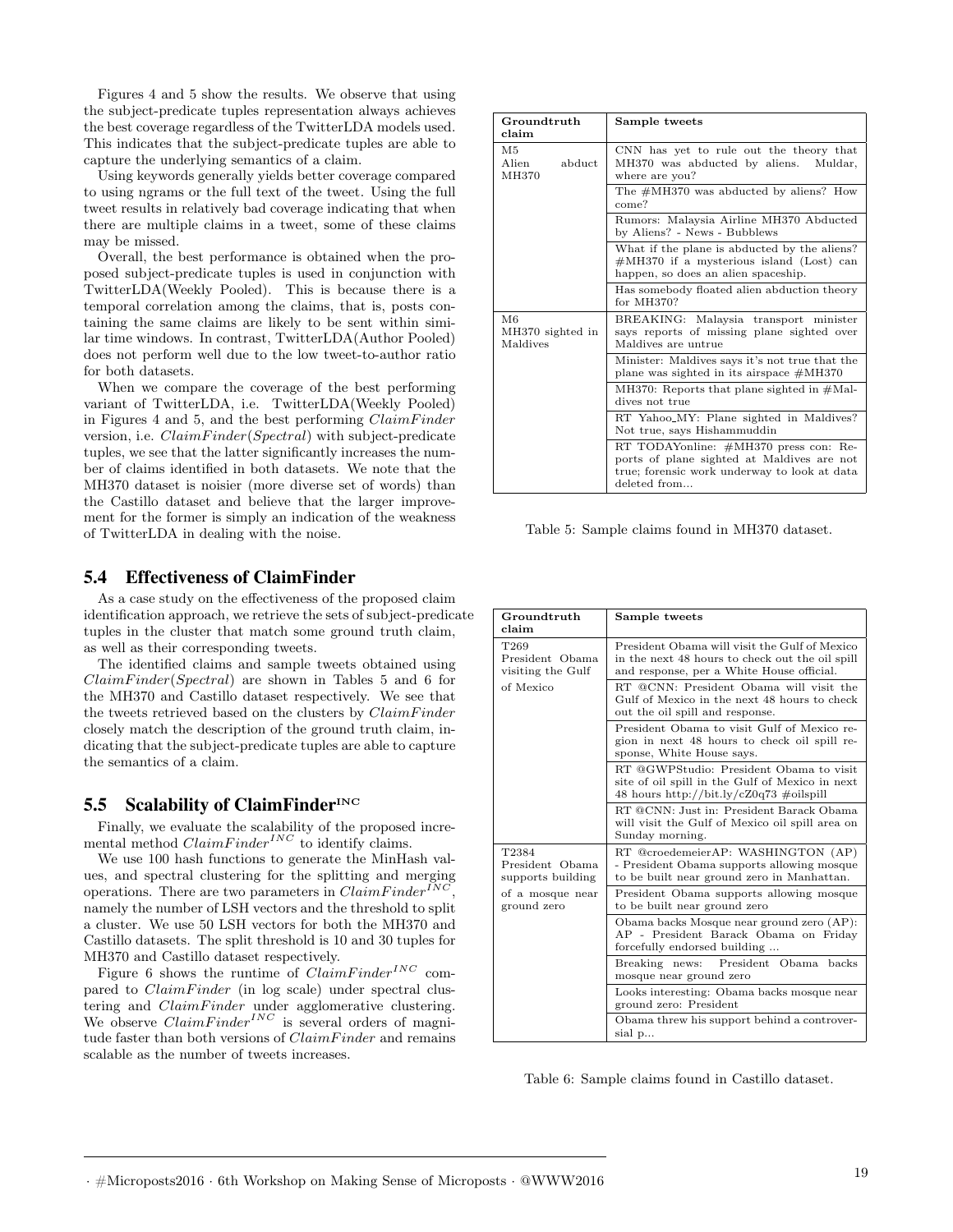Figures 4 and 5 show the results. We observe that using the subject-predicate tuples representation always achieves the best coverage regardless of the TwitterLDA models used. This indicates that the subject-predicate tuples are able to capture the underlying semantics of a claim.

Using keywords generally yields better coverage compared to using ngrams or the full text of the tweet. Using the full tweet results in relatively bad coverage indicating that when there are multiple claims in a tweet, some of these claims may be missed.

Overall, the best performance is obtained when the proposed subject-predicate tuples is used in conjunction with TwitterLDA(Weekly Pooled). This is because there is a temporal correlation among the claims, that is, posts containing the same claims are likely to be sent within similar time windows. In contrast, TwitterLDA(Author Pooled) does not perform well due to the low tweet-to-author ratio for both datasets.

When we compare the coverage of the best performing variant of TwitterLDA, i.e. TwitterLDA(Weekly Pooled) in Figures 4 and 5, and the best performing $ClaimFinder$ version, i.e. $ClaimFinder(Spectral)$ with subject-predicate tuples, we see that the latter significantly increases the number of claims identified in both datasets. We note that the MH370 dataset is noisier (more diverse set of words) than the Castillo dataset and believe that the larger improvement for the former is simply an indication of the weakness of TwitterLDA in dealing with the noise.

## 5.4 Effectiveness of ClaimFinder

As a case study on the effectiveness of the proposed claim identification approach, we retrieve the sets of subject-predicate tuples in the cluster that match some ground truth claim, as well as their corresponding tweets.

The identified claims and sample tweets obtained using $ClaimFinder(Spectral)$ are shown in Tables 5 and 6 for the MH370 and Castillo dataset respectively. We see that the tweets retrieved based on the clusters by $ClaimFinder$ closely match the description of the ground truth claim, indicating that the subject-predicate tuples are able to capture the semantics of a claim.

## 5.5 Scalability of ClaimFinder$^{INC}$

Finally, we evaluate the scalability of the proposed incremental method $ClaimFinder^{INC}$ to identify claims.

We use 100 hash functions to generate the MinHash values, and spectral clustering for the splitting and merging operations. There are two parameters in $ClaimFinder^{INC}$, namely the number of LSH vectors and the threshold to split a cluster. We use 50 LSH vectors for both the MH370 and Castillo datasets. The split threshold is 10 and 30 tuples for MH370 and Castillo dataset respectively.

Figure 6 shows the runtime of $ClaimFinder^{INC}$ compared to $ClaimFinder$ (in log scale) under spectral clustering and $ClaimFinder$ under agglomerative clustering. We observe $ClaimFinder^{INC}$ is several orders of magnitude faster than both versions of $ClaimFinder$ and remains scalable as the number of tweets increases.

| Groundtruth claim | Sample tweets |
|---|---|
| M5 Alien abduct MH370 | CNN has yet to rule out the theory that MH370 was abducted by aliens. Muldar, where are you? |
| | The #MH370 was abducted by aliens? How come? |
| | Rumors: Malaysia Airline MH370 Abducted by Aliens? - News - Bubblews |
| | What if the plane is abducted by the aliens? #MH370 if a mysterious island (Lost) can happen, so does an alien spaceship. |
| | Has somebody floated alien abduction theory for MH370? |
| M6 MH370 sighted in Maldives | BREAKING: Malaysia transport minister says reports of missing plane sighted over Maldives are untrue |
| | Minister: Maldives says it's not true that the plane was sighted in its airspace #MH370 |
| | MH370: Reports that plane sighted in #Maldives not true |
| | RT Yahoo_MY: Plane sighted in Maldives? Not true, says Hishammuddin |
| | RT TODAYonline: #MH370 press con: Reports of plane sighted at Maldives are not true; forensic work underway to look at data deleted from... |

Table 5: Sample claims found in MH370 dataset.

| Groundtruth claim | Sample tweets |
|---|---|
| T269 President Obama visiting the Gulf of Mexico | President Obama will visit the Gulf of Mexico in the next 48 hours to check out the oil spill and response, per a White House official. |
| | RT @CNN: President Obama will visit the Gulf of Mexico in the next 48 hours to check out the oil spill and response. |
| | President Obama to visit Gulf of Mexico region in next 48 hours to check oil spill response, White House says. |
| | RT @GWPStudio: President Obama to visit site of oil spill in the Gulf of Mexico in next 48 hours http://bit.ly/cZ0q73 #oilspill |
| | RT @CNN: Just in: President Barack Obama will visit the Gulf of Mexico oil spill area on Sunday morning. |
| T2384 President Obama supports building of a mosque near ground zero | RT @croedemeierAP: WASHINGTON (AP) - President Obama supports allowing mosque to be built near ground zero in Manhattan. |
| | President Obama supports allowing mosque to be built near ground zero |
| | Obama backs Mosque near ground zero (AP): AP - President Barack Obama on Friday forcefully endorsed building ... |
| | Breaking news: President Obama backs mosque near ground zero |
| | Looks interesting: Obama backs mosque near ground zero: President |
| | Obama threw his support behind a controversial p... |

Table 6: Sample claims found in Castillo dataset.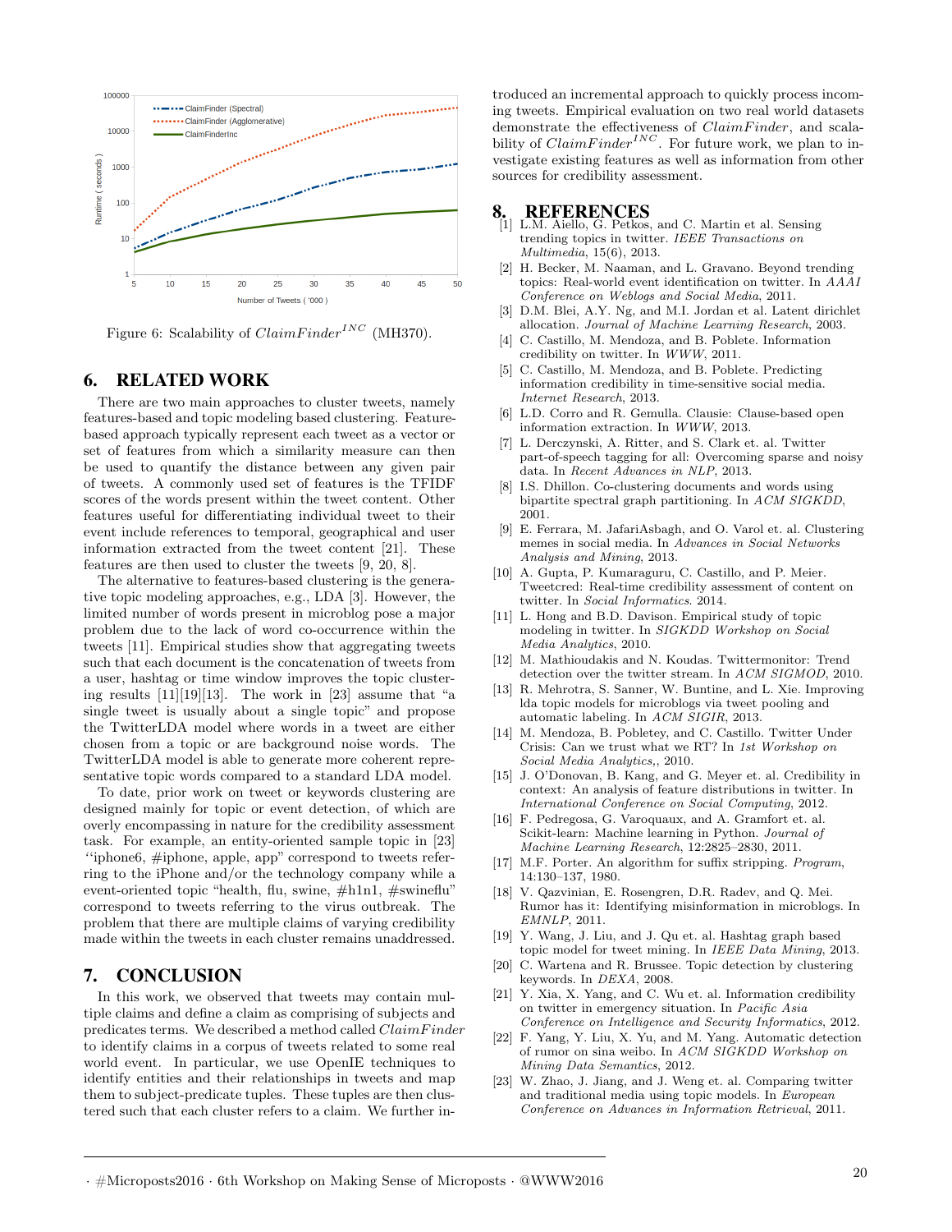100000
10000
1000
100
10
1

Runtime ( seconds )

5 10 15 20 25 30 35 40 45 50

Number of Tweets ( '000 )

ClaimFinder (Spectral)
ClaimFinder (Agglomerative)
ClaimFinderInc

Figure 6: Scalability of $ClaimFinder^{INC}$ (MH370).

## 6. RELATED WORK

There are two main approaches to cluster tweets, namely features-based and topic modeling based clustering. Feature-based approach typically represent each tweet as a vector or set of features from which a similarity measure can then be used to quantify the distance between any given pair of tweets. A commonly used set of features is the TFIDF scores of the words present within the tweet content. Other features useful for differentiating individual tweet to their event include references to temporal, geographical and user information extracted from the tweet content [21]. These features are then used to cluster the tweets [9, 20, 8].

The alternative to features-based clustering is the generative topic modeling approaches, e.g., LDA [3]. However, the limited number of words present in microblog pose a major problem due to the lack of word co-occurrence within the tweets [11]. Empirical studies show that aggregating tweets such that each document is the concatenation of tweets from a user, hashtag or time window improves the topic clustering results [11][19][13]. The work in [23] assume that "a single tweet is usually about a single topic" and propose the TwitterLDA model where words in a tweet are either chosen from a topic or are background noise words. The TwitterLDA model is able to generate more coherent representative topic words compared to a standard LDA model.

To date, prior work on tweet or keywords clustering are designed mainly for topic or event detection, of which are overly encompassing in nature for the credibility assessment task. For example, an entity-oriented sample topic in [23] "iphone6, #iphone, apple, app" correspond to tweets referring to the iPhone and/or the technology company while a event-oriented topic "health, flu, swine, #h1n1, #swineflu" correspond to tweets referring to the virus outbreak. The problem that there are multiple claims of varying credibility made within the tweets in each cluster remains unaddressed.

## 7. CONCLUSION

In this work, we observed that tweets may contain multiple claims and define a claim as comprising of subjects and predicates terms. We described a method called $ClaimFinder$ to identify claims in a corpus of tweets related to some real world event. In particular, we use OpenIE techniques to identify entities and their relationships in tweets and map them to subject-predicate tuples. These tuples are then clustered such that each cluster refers to a claim. We further introduced an incremental approach to quickly process incoming tweets. Empirical evaluation on two real world datasets demonstrate the effectiveness of $ClaimFinder$, and scalability of $ClaimFinder^{INC}$. For future work, we plan to investigate existing features as well as information from other sources for credibility assessment.

## 8. REFERENCES

[1] L.M. Aiello, G. Petkos, and C. Martin et al. Sensing trending topics in twitter. *IEEE Transactions on Multimedia*, 15(6), 2013.

[2] H. Becker, M. Naaman, and L. Gravano. Beyond trending topics: Real-world event identification on twitter. In *AAAI Conference on Weblogs and Social Media*, 2011.

[3] D.M. Blei, A.Y. Ng, and M.I. Jordan et al. Latent dirichlet allocation. *Journal of Machine Learning Research*, 2003.

[4] C. Castillo, M. Mendoza, and B. Poblete. Information credibility on twitter. In *WWW*, 2011.

[5] C. Castillo, M. Mendoza, and B. Poblete. Predicting information credibility in time-sensitive social media. *Internet Research*, 2013.

[6] L.D. Corro and R. Gemulla. Clausie: Clause-based open information extraction. In *WWW*, 2013.

[7] L. Derczynski, A. Ritter, and S. Clark et. al. Twitter part-of-speech tagging for all: Overcoming sparse and noisy data. In *Recent Advances in NLP*, 2013.

[8] I.S. Dhillon. Co-clustering documents and words using bipartite spectral graph partitioning. In *ACM SIGKDD*, 2001.

[9] E. Ferrara, M. JafariAsbagh, and O. Varol et. al. Clustering memes in social media. In *Advances in Social Networks Analysis and Mining*, 2013.

[10] A. Gupta, P. Kumaraguru, C. Castillo, and P. Meier. Tweetcred: Real-time credibility assessment of content on twitter. In *Social Informatics*. 2014.

[11] L. Hong and B.D. Davison. Empirical study of topic modeling in twitter. In *SIGKDD Workshop on Social Media Analytics*, 2010.

[12] M. Mathioudakis and N. Koudas. Twittermonitor: Trend detection over the twitter stream. In *ACM SIGMOD*, 2010.

[13] R. Mehrotra, S. Sanner, W. Buntine, and L. Xie. Improving lda topic models for microblogs via tweet pooling and automatic labeling. In *ACM SIGIR*, 2013.

[14] M. Mendoza, B. Pobletey, and C. Castillo. Twitter Under Crisis: Can we trust what we RT? In *1st Workshop on Social Media Analytics,*, 2010.

[15] J. O'Donovan, B. Kang, and G. Meyer et. al. Credibility in context: An analysis of feature distributions in twitter. In *International Conference on Social Computing*, 2012.

[16] F. Pedregosa, G. Varoquaux, and A. Gramfort et. al. Scikit-learn: Machine learning in Python. *Journal of Machine Learning Research*, 12:2825–2830, 2011.

[17] M.F. Porter. An algorithm for suffix stripping. *Program*, 14:130–137, 1980.

[18] V. Qazvinian, E. Rosengren, D.R. Radev, and Q. Mei. Rumor has it: Identifying misinformation in microblogs. In *EMNLP*, 2011.

[19] Y. Wang, J. Liu, and J. Qu et. al. Hashtag graph based topic model for tweet mining. In *IEEE Data Mining*, 2013.

[20] C. Wartena and R. Brussee. Topic detection by clustering keywords. In *DEXA*, 2008.

[21] Y. Xia, X. Yang, and C. Wu et. al. Information credibility on twitter in emergency situation. In *Pacific Asia Conference on Intelligence and Security Informatics*, 2012.

[22] F. Yang, Y. Liu, X. Yu, and M. Yang. Automatic detection of rumor on sina weibo. In *ACM SIGKDD Workshop on Mining Data Semantics*, 2012.

[23] W. Zhao, J. Jiang, and J. Weng et. al. Comparing twitter and traditional media using topic models. In *European Conference on Advances in Information Retrieval*, 2011.